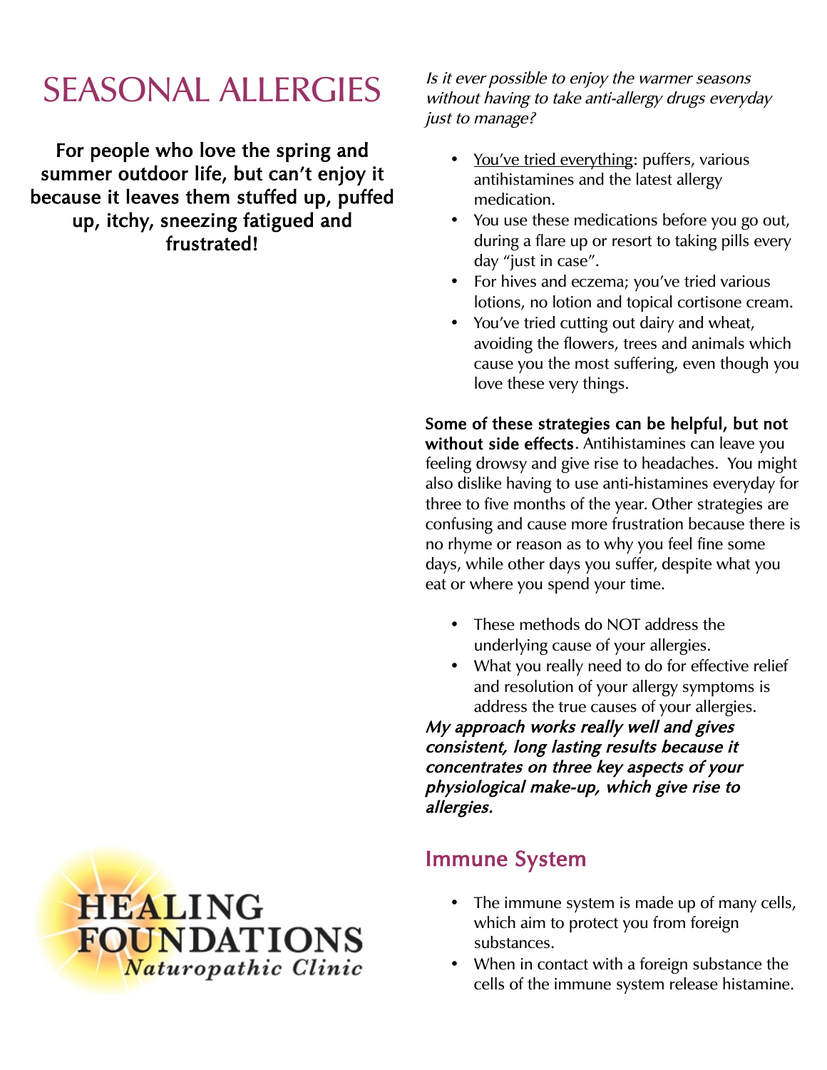# SEASONAL ALLERGIES

**For people who love the spring and summer outdoor life, but can't enjoy it because it leaves them stuffed up, puffed up, itchy, sneezing fatigued and frustrated!**

HEALING FOUNDATIONS
Naturopathic Clinic

*Is it ever possible to enjoy the warmer seasons without having to take anti-allergy drugs everyday just to manage?*

- You've tried everything: puffers, various antihistamines and the latest allergy medication.
- You use these medications before you go out, during a flare up or resort to taking pills every day "just in case".
- For hives and eczema; you've tried various lotions, no lotion and topical cortisone cream.
- You've tried cutting out dairy and wheat, avoiding the flowers, trees and animals which cause you the most suffering, even though you love these very things.

**Some of these strategies can be helpful, but not without side effects**. Antihistamines can leave you feeling drowsy and give rise to headaches. You might also dislike having to use anti-histamines everyday for three to five months of the year. Other strategies are confusing and cause more frustration because there is no rhyme or reason as to why you feel fine some days, while other days you suffer, despite what you eat or where you spend your time.

- These methods do NOT address the underlying cause of your allergies.
- What you really need to do for effective relief and resolution of your allergy symptoms is address the true causes of your allergies.

***My approach works really well and gives consistent, long lasting results because it concentrates on three key aspects of your physiological make-up, which give rise to allergies.***

## Immune System

- The immune system is made up of many cells, which aim to protect you from foreign substances.
- When in contact with a foreign substance the cells of the immune system release histamine.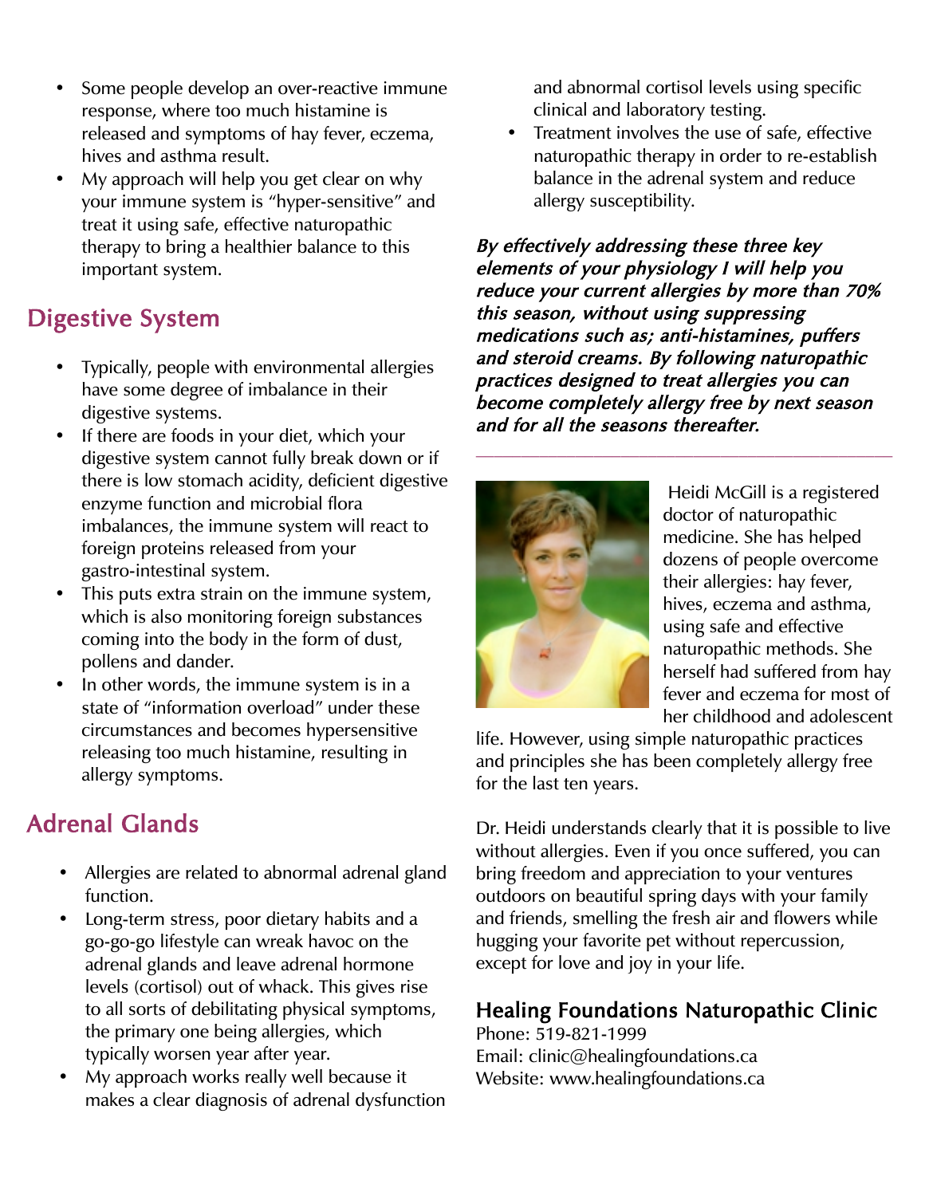- Some people develop an over-reactive immune response, where too much histamine is released and symptoms of hay fever, eczema, hives and asthma result.
- My approach will help you get clear on why your immune system is "hyper-sensitive" and treat it using safe, effective naturopathic therapy to bring a healthier balance to this important system.

## Digestive System

- Typically, people with environmental allergies have some degree of imbalance in their digestive systems.
- If there are foods in your diet, which your digestive system cannot fully break down or if there is low stomach acidity, deficient digestive enzyme function and microbial flora imbalances, the immune system will react to foreign proteins released from your gastro-intestinal system.
- This puts extra strain on the immune system, which is also monitoring foreign substances coming into the body in the form of dust, pollens and dander.
- In other words, the immune system is in a state of "information overload" under these circumstances and becomes hypersensitive releasing too much histamine, resulting in allergy symptoms.

## Adrenal Glands

- Allergies are related to abnormal adrenal gland function.
- Long-term stress, poor dietary habits and a go-go-go lifestyle can wreak havoc on the adrenal glands and leave adrenal hormone levels (cortisol) out of whack. This gives rise to all sorts of debilitating physical symptoms, the primary one being allergies, which typically worsen year after year.
- My approach works really well because it makes a clear diagnosis of adrenal dysfunction and abnormal cortisol levels using specific clinical and laboratory testing.
- Treatment involves the use of safe, effective naturopathic therapy in order to re-establish balance in the adrenal system and reduce allergy susceptibility.

***By effectively addressing these three key elements of your physiology I will help you reduce your current allergies by more than 70% this season, without using suppressing medications such as; anti-histamines, puffers and steroid creams. By following naturopathic practices designed to treat allergies you can become completely allergy free by next season and for all the seasons thereafter.***

---

Heidi McGill is a registered doctor of naturopathic medicine. She has helped dozens of people overcome their allergies: hay fever, hives, eczema and asthma, using safe and effective naturopathic methods. She herself had suffered from hay fever and eczema for most of her childhood and adolescent life. However, using simple naturopathic practices and principles she has been completely allergy free for the last ten years.

Dr. Heidi understands clearly that it is possible to live without allergies. Even if you once suffered, you can bring freedom and appreciation to your ventures outdoors on beautiful spring days with your family and friends, smelling the fresh air and flowers while hugging your favorite pet without repercussion, except for love and joy in your life.

### Healing Foundations Naturopathic Clinic

Phone: 519-821-1999
Email: clinic@healingfoundations.ca
Website: www.healingfoundations.ca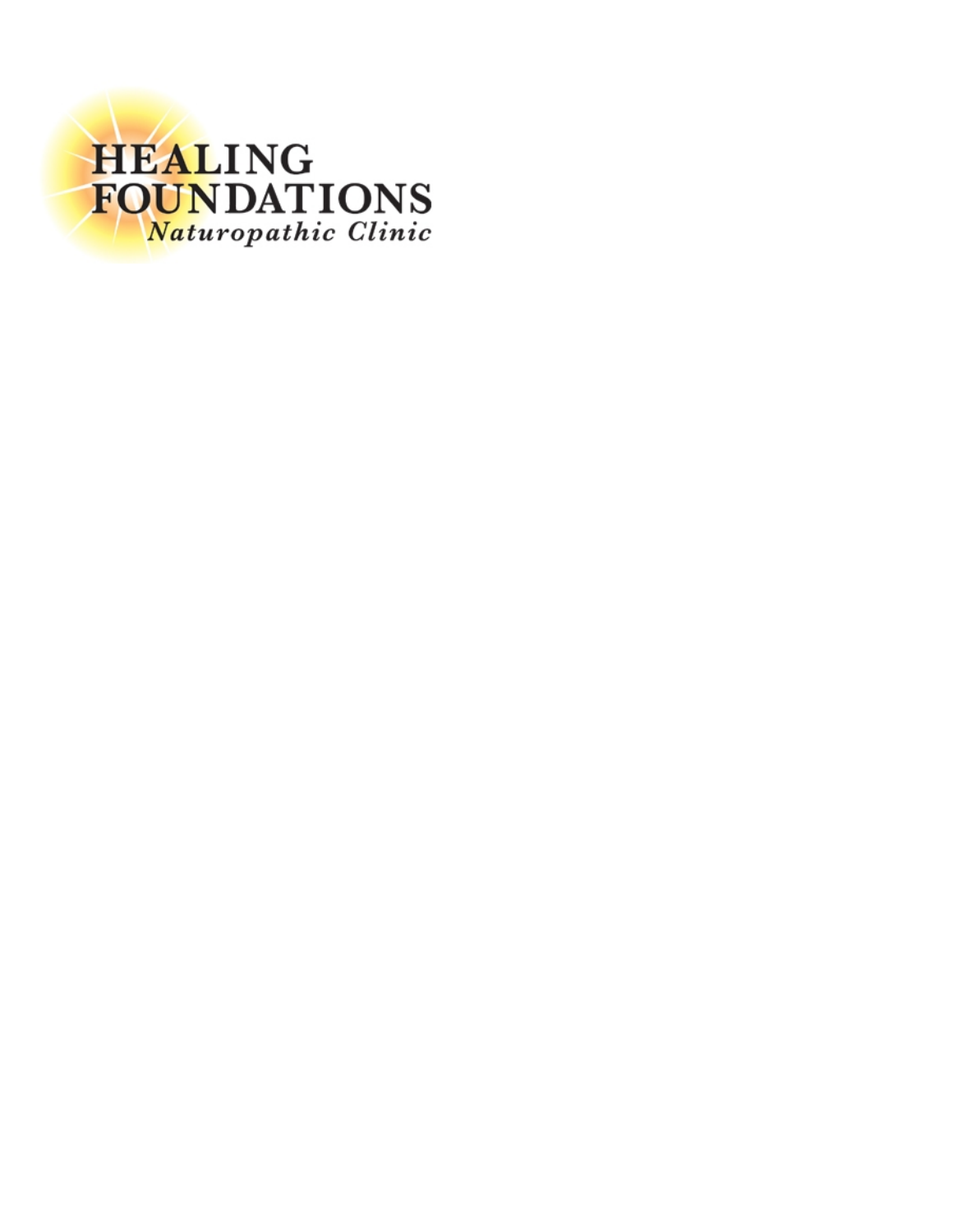HEALING FOUNDATIONS

*Naturopathic Clinic*